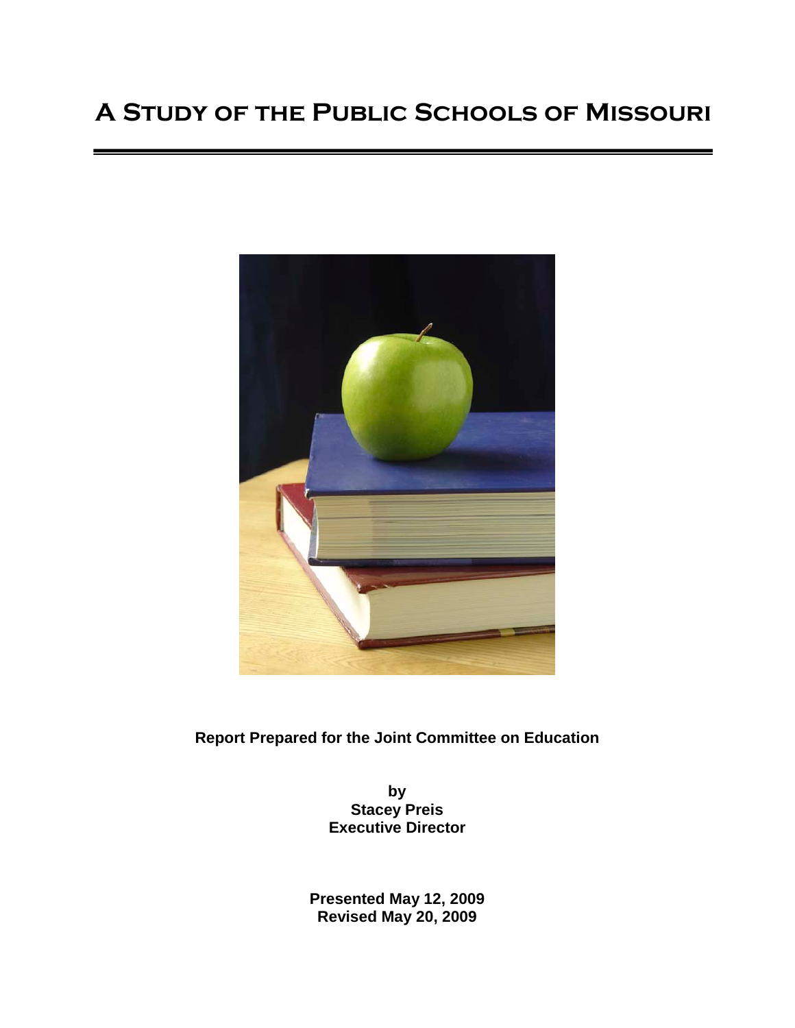# A Study of the Public Schools of Missouri

**Report Prepared for the Joint Committee on Education**

**by**
**Stacey Preis**
**Executive Director**

**Presented May 12, 2009**
**Revised May 20, 2009**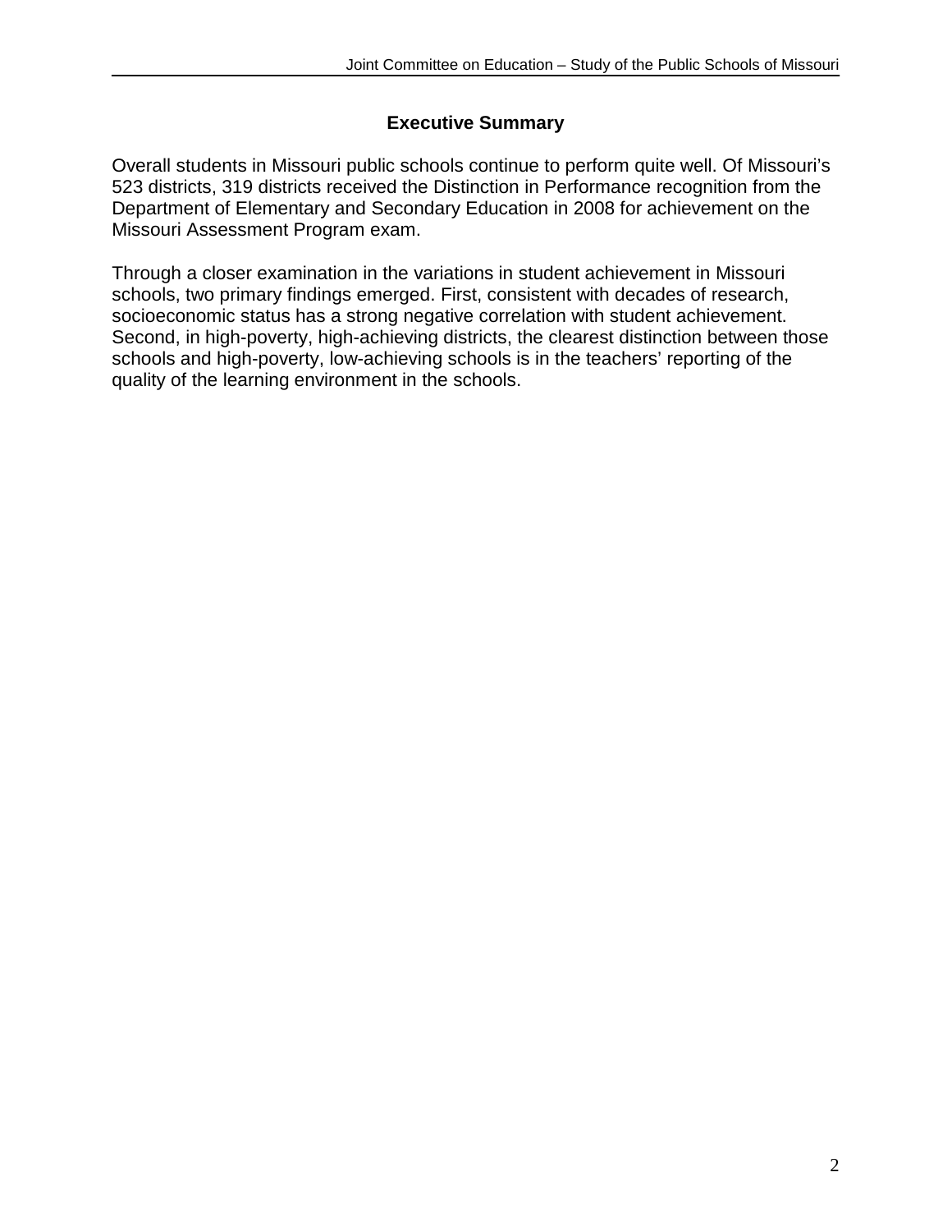## Executive Summary

Overall students in Missouri public schools continue to perform quite well. Of Missouri's 523 districts, 319 districts received the Distinction in Performance recognition from the Department of Elementary and Secondary Education in 2008 for achievement on the Missouri Assessment Program exam.

Through a closer examination in the variations in student achievement in Missouri schools, two primary findings emerged. First, consistent with decades of research, socioeconomic status has a strong negative correlation with student achievement. Second, in high-poverty, high-achieving districts, the clearest distinction between those schools and high-poverty, low-achieving schools is in the teachers' reporting of the quality of the learning environment in the schools.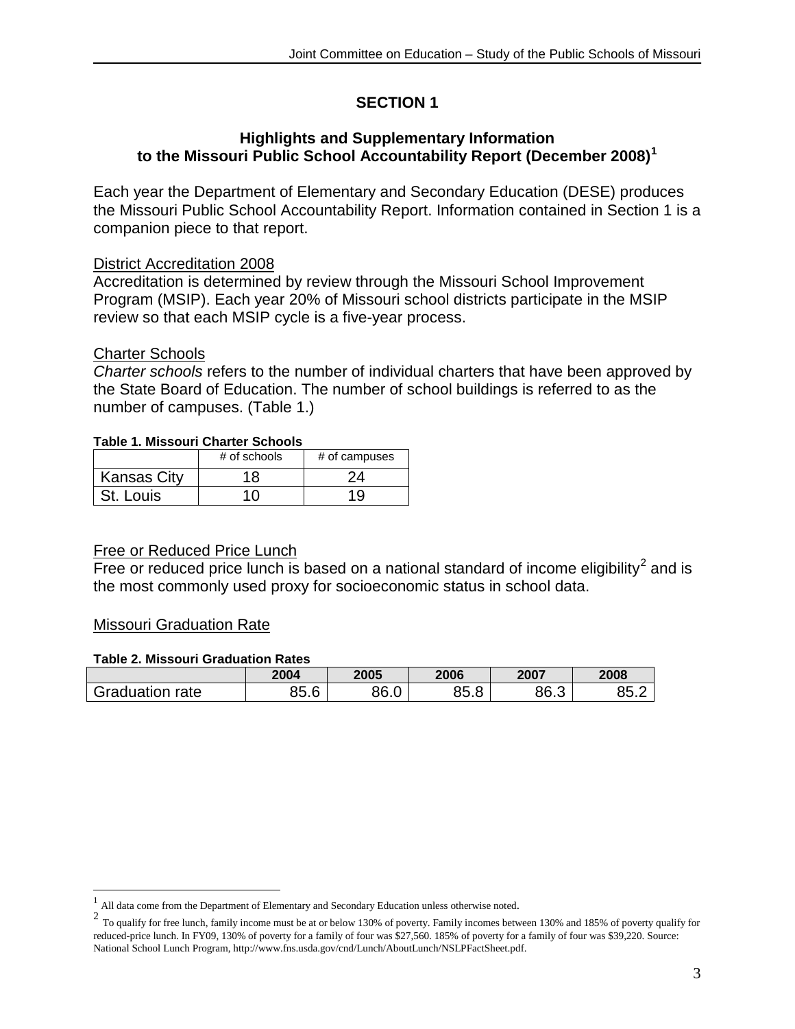# SECTION 1

## Highlights and Supplementary Information to the Missouri Public School Accountability Report (December 2008)[1]

Each year the Department of Elementary and Secondary Education (DESE) produces the Missouri Public School Accountability Report. Information contained in Section 1 is a companion piece to that report.

District Accreditation 2008

Accreditation is determined by review through the Missouri School Improvement Program (MSIP). Each year 20% of Missouri school districts participate in the MSIP review so that each MSIP cycle is a five-year process.

Charter Schools

*Charter schools* refers to the number of individual charters that have been approved by the State Board of Education. The number of school buildings is referred to as the number of campuses. (Table 1.)

**Table 1. Missouri Charter Schools**

| | # of schools | # of campuses |
|---|---|---|
| Kansas City | 18 | 24 |
| St. Louis | 10 | 19 |

Free or Reduced Price Lunch

Free or reduced price lunch is based on a national standard of income eligibility[2] and is the most commonly used proxy for socioeconomic status in school data.

Missouri Graduation Rate

**Table 2. Missouri Graduation Rates**

| | 2004 | 2005 | 2006 | 2007 | 2008 |
|---|---|---|---|---|---|
| Graduation rate | 85.6 | 86.0 | 85.8 | 86.3 | 85.2 |

---

[1] All data come from the Department of Elementary and Secondary Education unless otherwise noted.

[2] To qualify for free lunch, family income must be at or below 130% of poverty. Family incomes between 130% and 185% of poverty qualify for reduced-price lunch. In FY09, 130% of poverty for a family of four was $27,560. 185% of poverty for a family of four was $39,220. Source: National School Lunch Program, http://www.fns.usda.gov/cnd/Lunch/AboutLunch/NSLPFactSheet.pdf.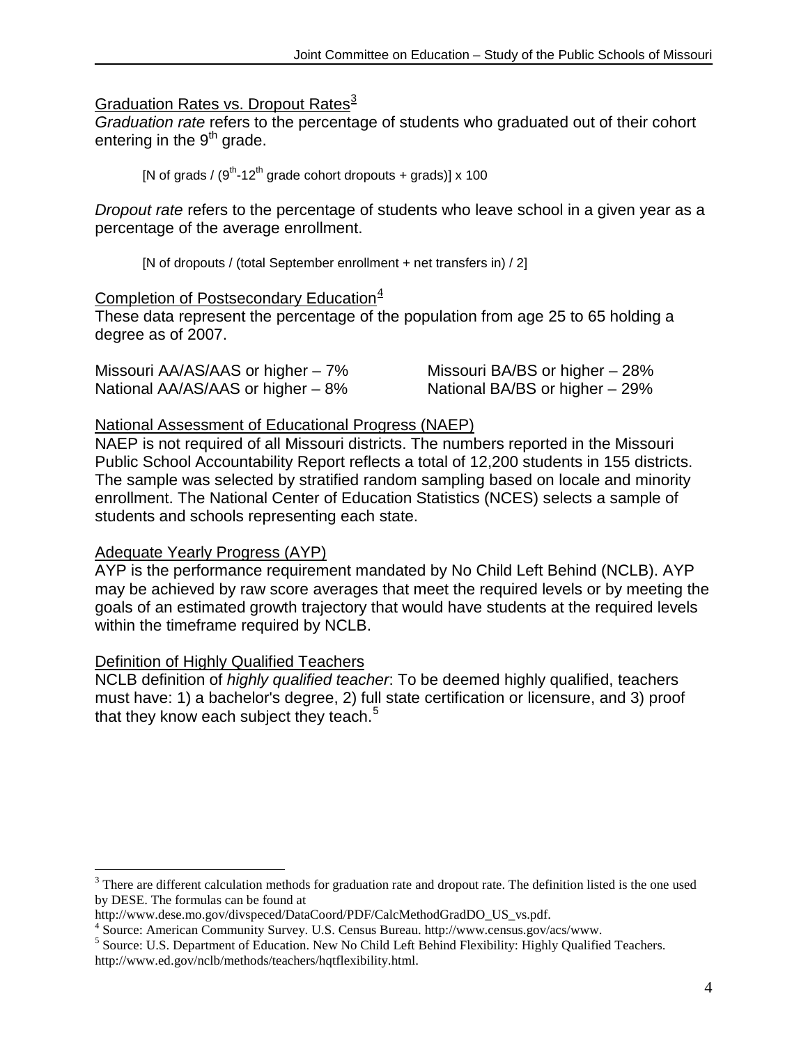Graduation Rates vs. Dropout Rates[3]

*Graduation rate* refers to the percentage of students who graduated out of their cohort entering in the $9^{th}$ grade.

[N of grads / ($9^{th}$-$12^{th}$ grade cohort dropouts + grads)] x 100

*Dropout rate* refers to the percentage of students who leave school in a given year as a percentage of the average enrollment.

[N of dropouts / (total September enrollment + net transfers in) / 2]

Completion of Postsecondary Education[4]

These data represent the percentage of the population from age 25 to 65 holding a degree as of 2007.

Missouri AA/AS/AAS or higher – 7%
Missouri BA/BS or higher – 28%
National AA/AS/AAS or higher – 8%
National BA/BS or higher – 29%

National Assessment of Educational Progress (NAEP)

NAEP is not required of all Missouri districts. The numbers reported in the Missouri Public School Accountability Report reflects a total of 12,200 students in 155 districts. The sample was selected by stratified random sampling based on locale and minority enrollment. The National Center of Education Statistics (NCES) selects a sample of students and schools representing each state.

Adequate Yearly Progress (AYP)

AYP is the performance requirement mandated by No Child Left Behind (NCLB). AYP may be achieved by raw score averages that meet the required levels or by meeting the goals of an estimated growth trajectory that would have students at the required levels within the timeframe required by NCLB.

Definition of Highly Qualified Teachers

NCLB definition of *highly qualified teacher*: To be deemed highly qualified, teachers must have: 1) a bachelor's degree, 2) full state certification or licensure, and 3) proof that they know each subject they teach.[5]

---

[3] There are different calculation methods for graduation rate and dropout rate. The definition listed is the one used by DESE. The formulas can be found at http://www.dese.mo.gov/divspeced/DataCoord/PDF/CalcMethodGradDO_US_vs.pdf.

[4] Source: American Community Survey. U.S. Census Bureau. http://www.census.gov/acs/www.

[5] Source: U.S. Department of Education. New No Child Left Behind Flexibility: Highly Qualified Teachers. http://www.ed.gov/nclb/methods/teachers/hqtflexibility.html.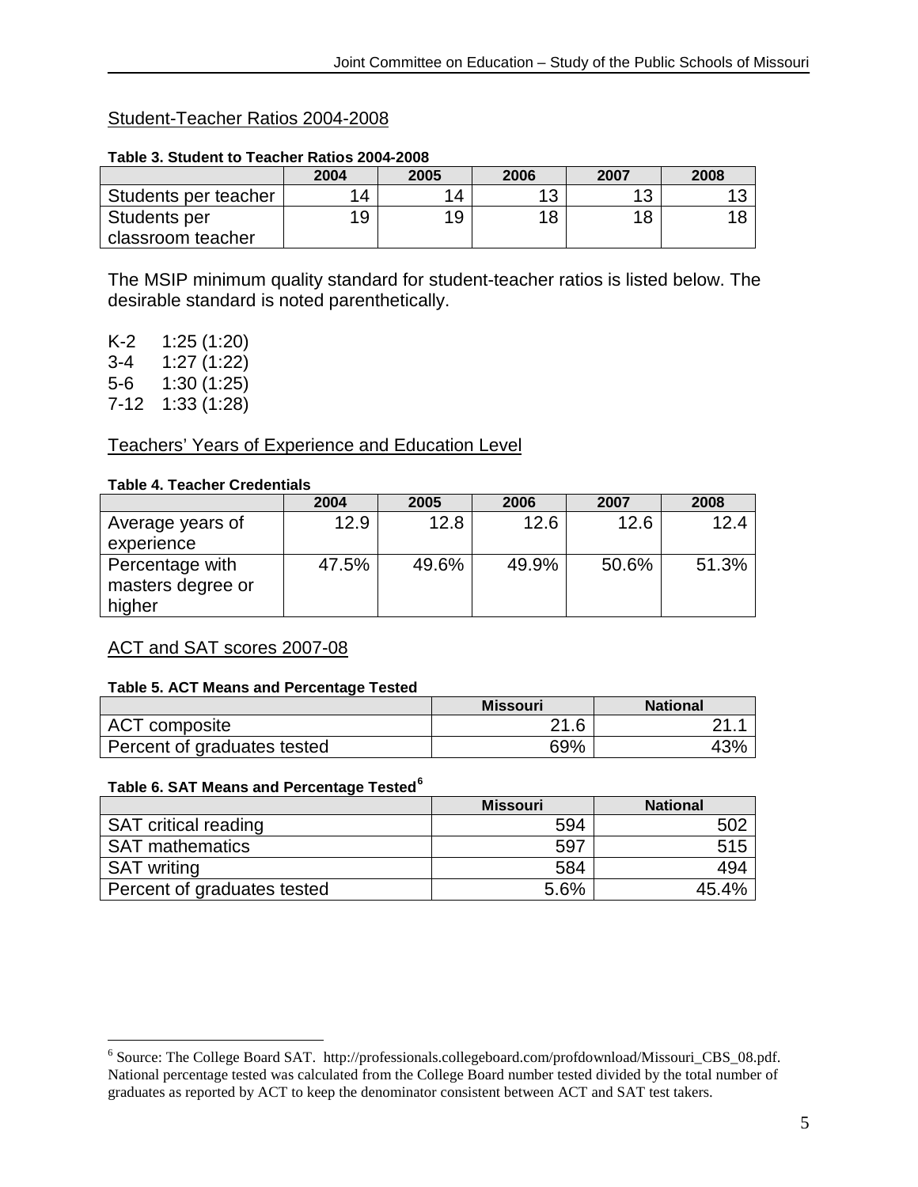## Student-Teacher Ratios 2004-2008

**Table 3. Student to Teacher Ratios 2004-2008**

| | 2004 | 2005 | 2006 | 2007 | 2008 |
|---|---|---|---|---|---|
| Students per teacher | 14 | 14 | 13 | 13 | 13 |
| Students per classroom teacher | 19 | 19 | 18 | 18 | 18 |

The MSIP minimum quality standard for student-teacher ratios is listed below. The desirable standard is noted parenthetically.

K-2 1:25 (1:20)
3-4 1:27 (1:22)
5-6 1:30 (1:25)
7-12 1:33 (1:28)

## Teachers' Years of Experience and Education Level

**Table 4. Teacher Credentials**

| | 2004 | 2005 | 2006 | 2007 | 2008 |
|---|---|---|---|---|---|
| Average years of experience | 12.9 | 12.8 | 12.6 | 12.6 | 12.4 |
| Percentage with masters degree or higher | 47.5% | 49.6% | 49.9% | 50.6% | 51.3% |

## ACT and SAT scores 2007-08

**Table 5. ACT Means and Percentage Tested**

| | Missouri | National |
|---|---|---|
| ACT composite | 21.6 | 21.1 |
| Percent of graduates tested | 69% | 43% |

**Table 6. SAT Means and Percentage Tested[6]**

| | Missouri | National |
|---|---|---|
| SAT critical reading | 594 | 502 |
| SAT mathematics | 597 | 515 |
| SAT writing | 584 | 494 |
| Percent of graduates tested | 5.6% | 45.4% |

[6] Source: The College Board SAT. http://professionals.collegeboard.com/profdownload/Missouri_CBS_08.pdf. National percentage tested was calculated from the College Board number tested divided by the total number of graduates as reported by ACT to keep the denominator consistent between ACT and SAT test takers.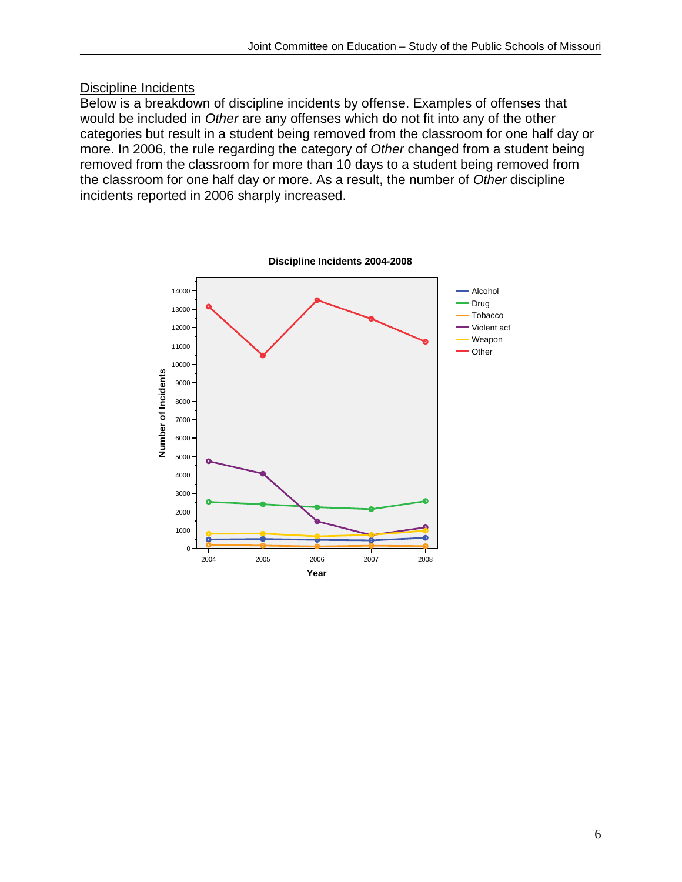## Discipline Incidents

Below is a breakdown of discipline incidents by offense. Examples of offenses that would be included in *Other* are any offenses which do not fit into any of the other categories but result in a student being removed from the classroom for one half day or more. In 2006, the rule regarding the category of *Other* changed from a student being removed from the classroom for more than 10 days to a student being removed from the classroom for one half day or more. As a result, the number of *Other* discipline incidents reported in 2006 sharply increased.

**Discipline Incidents 2004-2008**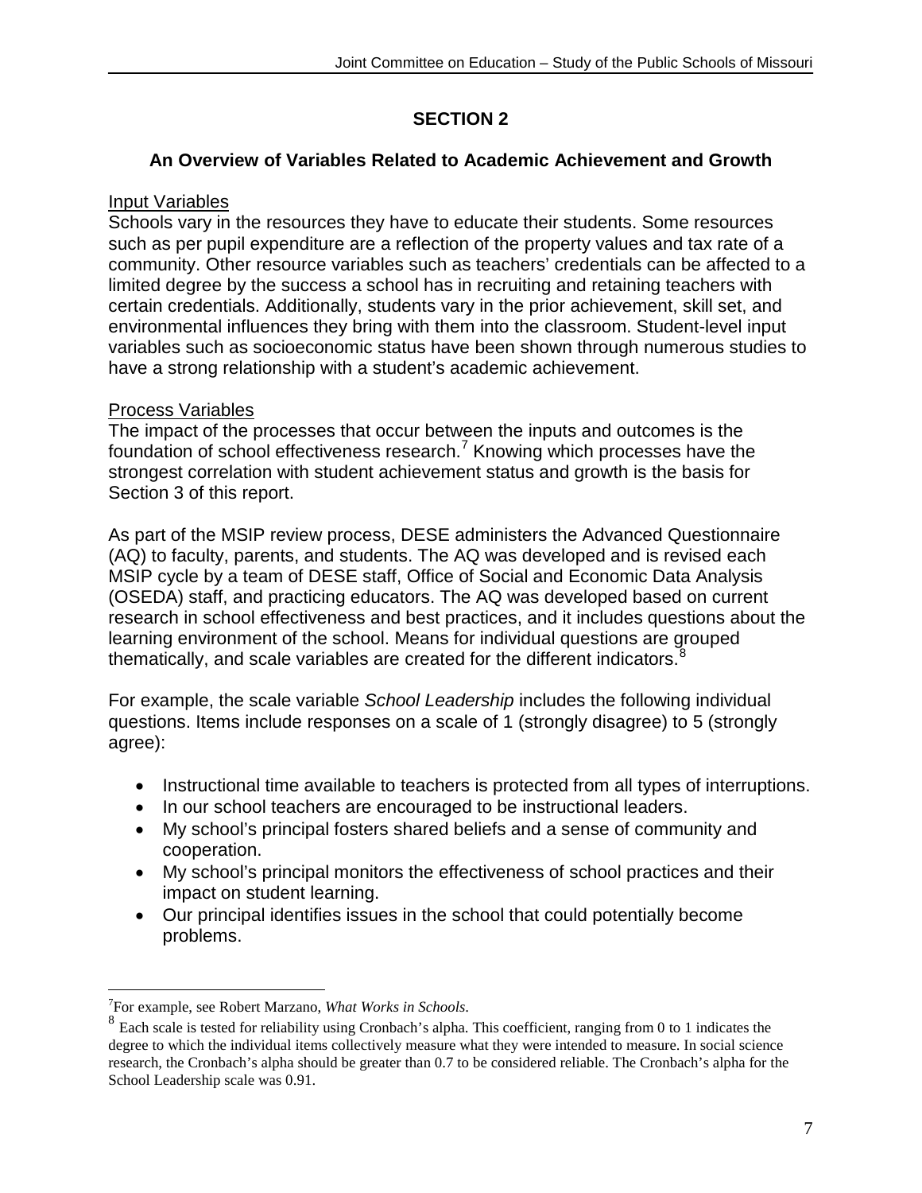# SECTION 2

## An Overview of Variables Related to Academic Achievement and Growth

Input Variables

Schools vary in the resources they have to educate their students. Some resources such as per pupil expenditure are a reflection of the property values and tax rate of a community. Other resource variables such as teachers' credentials can be affected to a limited degree by the success a school has in recruiting and retaining teachers with certain credentials. Additionally, students vary in the prior achievement, skill set, and environmental influences they bring with them into the classroom. Student-level input variables such as socioeconomic status have been shown through numerous studies to have a strong relationship with a student's academic achievement.

Process Variables

The impact of the processes that occur between the inputs and outcomes is the foundation of school effectiveness research.[7] Knowing which processes have the strongest correlation with student achievement status and growth is the basis for Section 3 of this report.

As part of the MSIP review process, DESE administers the Advanced Questionnaire (AQ) to faculty, parents, and students. The AQ was developed and is revised each MSIP cycle by a team of DESE staff, Office of Social and Economic Data Analysis (OSEDA) staff, and practicing educators. The AQ was developed based on current research in school effectiveness and best practices, and it includes questions about the learning environment of the school. Means for individual questions are grouped thematically, and scale variables are created for the different indicators.[8]

For example, the scale variable *School Leadership* includes the following individual questions. Items include responses on a scale of 1 (strongly disagree) to 5 (strongly agree):

- Instructional time available to teachers is protected from all types of interruptions.
- In our school teachers are encouraged to be instructional leaders.
- My school's principal fosters shared beliefs and a sense of community and cooperation.
- My school's principal monitors the effectiveness of school practices and their impact on student learning.
- Our principal identifies issues in the school that could potentially become problems.

---

[7] For example, see Robert Marzano, *What Works in Schools*.

[8] Each scale is tested for reliability using Cronbach's alpha. This coefficient, ranging from 0 to 1 indicates the degree to which the individual items collectively measure what they were intended to measure. In social science research, the Cronbach's alpha should be greater than 0.7 to be considered reliable. The Cronbach's alpha for the School Leadership scale was 0.91.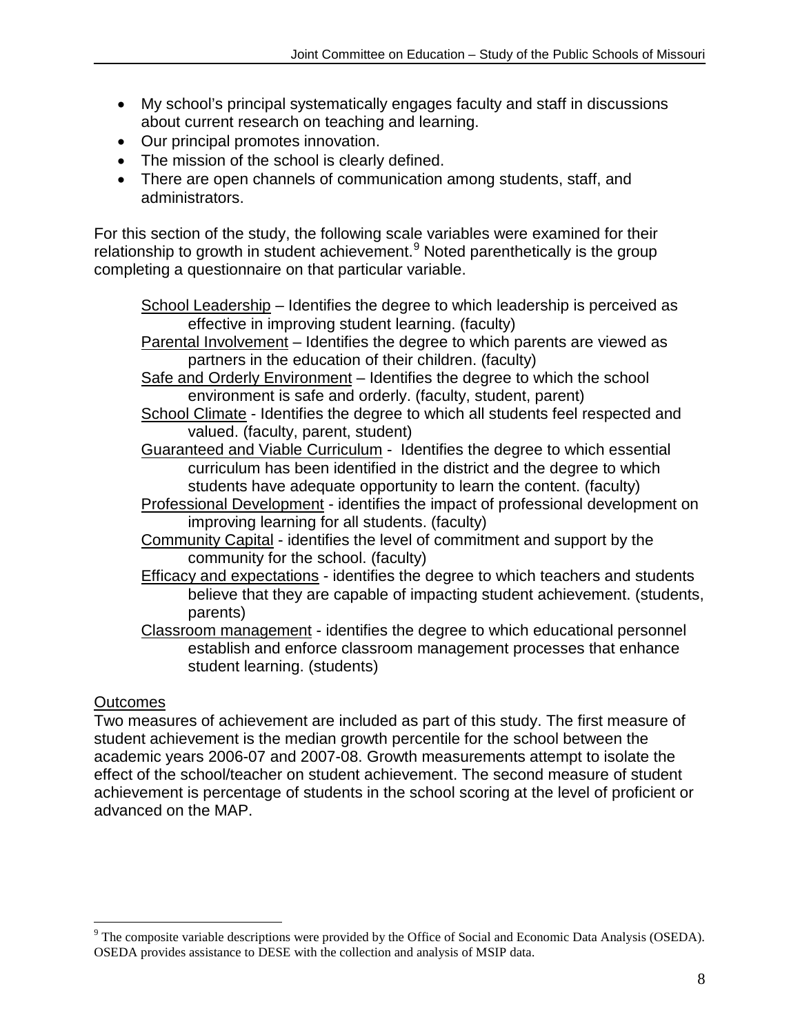- My school's principal systematically engages faculty and staff in discussions about current research on teaching and learning.
- Our principal promotes innovation.
- The mission of the school is clearly defined.
- There are open channels of communication among students, staff, and administrators.

For this section of the study, the following scale variables were examined for their relationship to growth in student achievement.[9] Noted parenthetically is the group completing a questionnaire on that particular variable.

School Leadership – Identifies the degree to which leadership is perceived as effective in improving student learning. (faculty)

Parental Involvement – Identifies the degree to which parents are viewed as partners in the education of their children. (faculty)

Safe and Orderly Environment – Identifies the degree to which the school environment is safe and orderly. (faculty, student, parent)

School Climate - Identifies the degree to which all students feel respected and valued. (faculty, parent, student)

Guaranteed and Viable Curriculum - Identifies the degree to which essential curriculum has been identified in the district and the degree to which students have adequate opportunity to learn the content. (faculty)

Professional Development - identifies the impact of professional development on improving learning for all students. (faculty)

Community Capital - identifies the level of commitment and support by the community for the school. (faculty)

Efficacy and expectations - identifies the degree to which teachers and students believe that they are capable of impacting student achievement. (students, parents)

Classroom management - identifies the degree to which educational personnel establish and enforce classroom management processes that enhance student learning. (students)

Outcomes

Two measures of achievement are included as part of this study. The first measure of student achievement is the median growth percentile for the school between the academic years 2006-07 and 2007-08. Growth measurements attempt to isolate the effect of the school/teacher on student achievement. The second measure of student achievement is percentage of students in the school scoring at the level of proficient or advanced on the MAP.

[9] The composite variable descriptions were provided by the Office of Social and Economic Data Analysis (OSEDA). OSEDA provides assistance to DESE with the collection and analysis of MSIP data.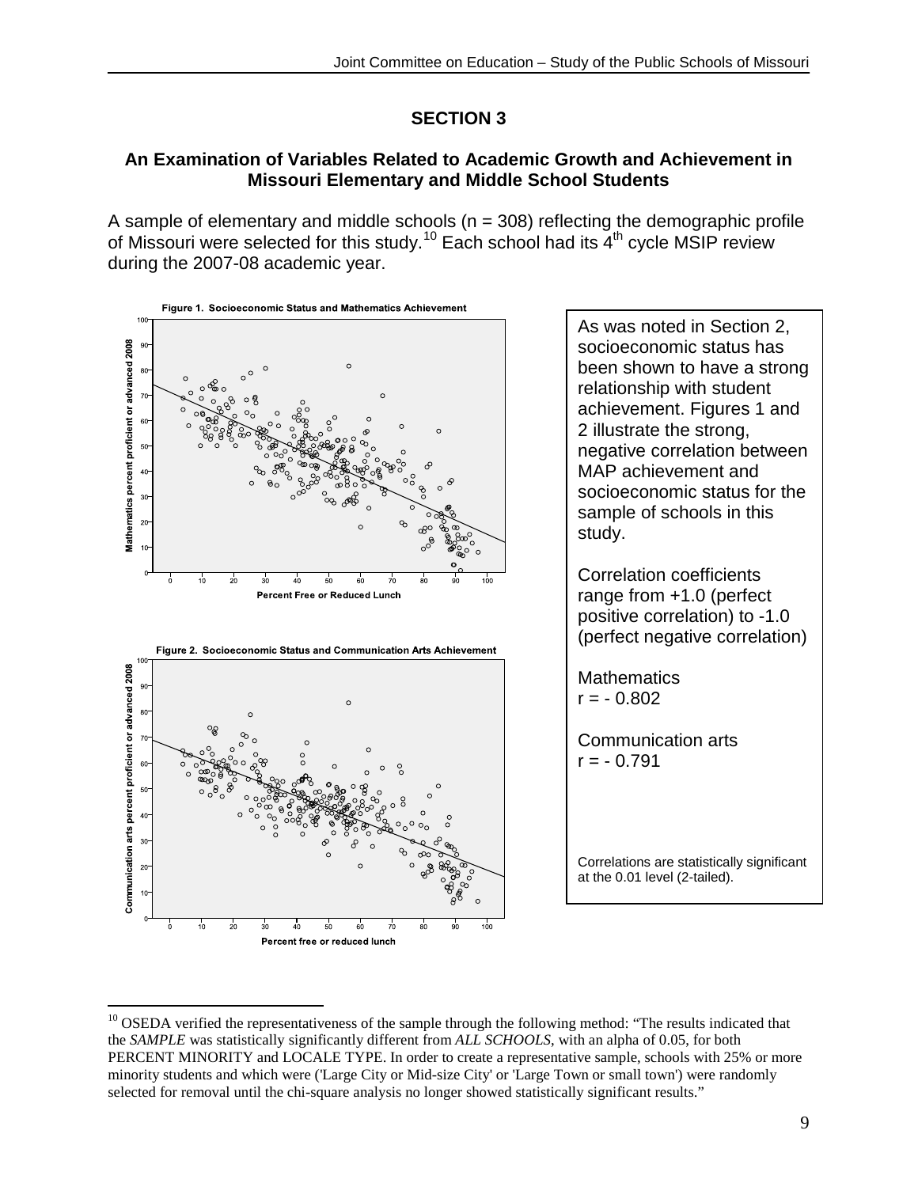# SECTION 3

## An Examination of Variables Related to Academic Growth and Achievement in Missouri Elementary and Middle School Students

A sample of elementary and middle schools (n = 308) reflecting the demographic profile of Missouri were selected for this study.[10] Each school had its 4th cycle MSIP review during the 2007-08 academic year.

**Figure 1. Socioeconomic Status and Mathematics Achievement**

**Figure 2. Socioeconomic Status and Communication Arts Achievement**

As was noted in Section 2, socioeconomic status has been shown to have a strong relationship with student achievement. Figures 1 and 2 illustrate the strong, negative correlation between MAP achievement and socioeconomic status for the sample of schools in this study.

Correlation coefficients range from +1.0 (perfect positive correlation) to -1.0 (perfect negative correlation)

Mathematics
r = - 0.802

Communication arts
r = - 0.791

Correlations are statistically significant at the 0.01 level (2-tailed).

---

[10] OSEDA verified the representativeness of the sample through the following method: "The results indicated that the *SAMPLE* was statistically significantly different from *ALL SCHOOLS*, with an alpha of 0.05, for both PERCENT MINORITY and LOCALE TYPE. In order to create a representative sample, schools with 25% or more minority students and which were ('Large City or Mid-size City' or 'Large Town or small town') were randomly selected for removal until the chi-square analysis no longer showed statistically significant results."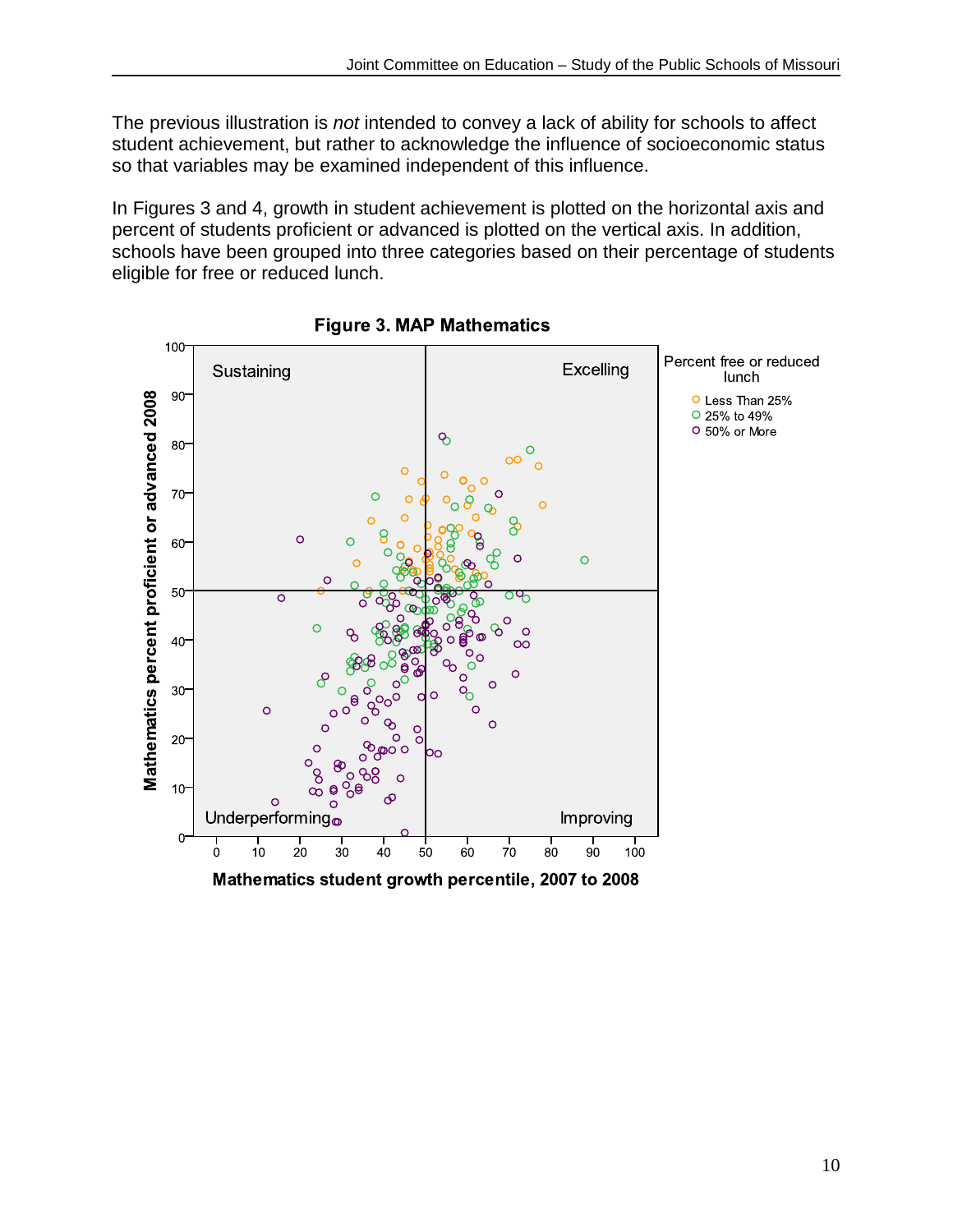The previous illustration is *not* intended to convey a lack of ability for schools to affect student achievement, but rather to acknowledge the influence of socioeconomic status so that variables may be examined independent of this influence.

In Figures 3 and 4, growth in student achievement is plotted on the horizontal axis and percent of students proficient or advanced is plotted on the vertical axis. In addition, schools have been grouped into three categories based on their percentage of students eligible for free or reduced lunch.

**Figure 3. MAP Mathematics**

Sustaining | Excelling | Underperforming | Improving

Percent free or reduced lunch: Less Than 25%; 25% to 49%; 50% or More

Mathematics percent proficient or advanced 2008

Mathematics student growth percentile, 2007 to 2008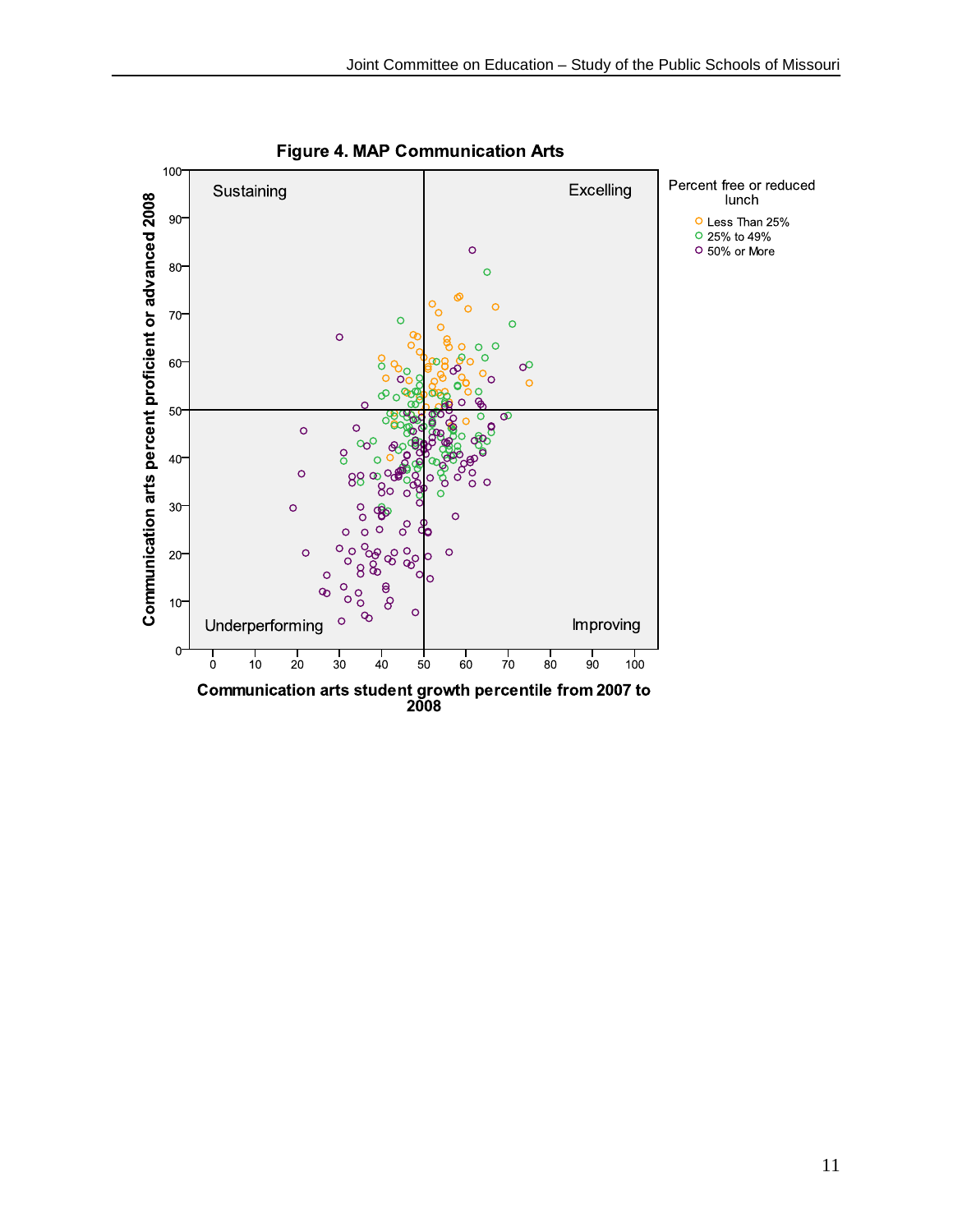**Figure 4. MAP Communication Arts**

Sustaining | Excelling | Underperforming | Improving

Percent free or reduced lunch
- Less Than 25%
- 25% to 49%
- 50% or More

Communication arts percent proficient or advanced 2008

Communication arts student growth percentile from 2007 to 2008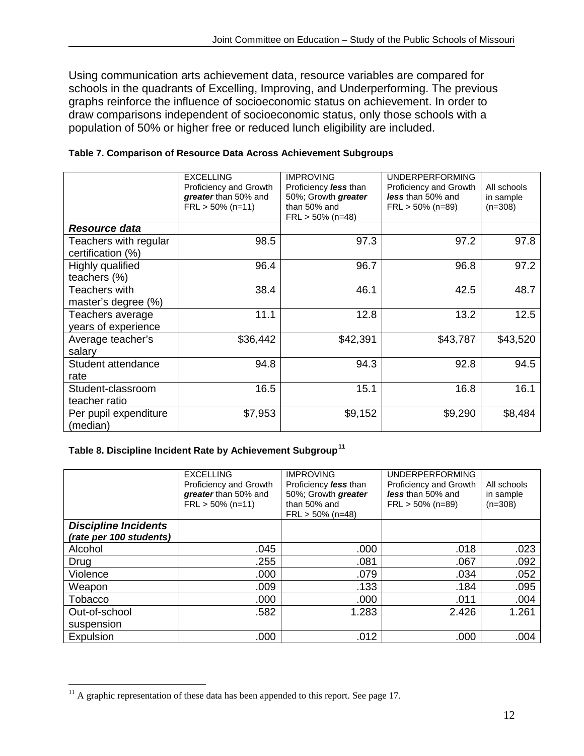Using communication arts achievement data, resource variables are compared for schools in the quadrants of Excelling, Improving, and Underperforming. The previous graphs reinforce the influence of socioeconomic status on achievement. In order to draw comparisons independent of socioeconomic status, only those schools with a population of 50% or higher free or reduced lunch eligibility are included.

**Table 7. Comparison of Resource Data Across Achievement Subgroups**

| | EXCELLING Proficiency and Growth ***greater*** than 50% and FRL > 50% (n=11) | IMPROVING Proficiency ***less*** than 50%; Growth ***greater*** than 50% and FRL > 50% (n=48) | UNDERPERFORMING Proficiency and Growth ***less*** than 50% and FRL > 50% (n=89) | All schools in sample (n=308) |
|---|---|---|---|---|
| ***Resource data*** | | | | |
| Teachers with regular certification (%) | 98.5 | 97.3 | 97.2 | 97.8 |
| Highly qualified teachers (%) | 96.4 | 96.7 | 96.8 | 97.2 |
| Teachers with master's degree (%) | 38.4 | 46.1 | 42.5 | 48.7 |
| Teachers average years of experience | 11.1 | 12.8 | 13.2 | 12.5 |
| Average teacher's salary | $36,442 | $42,391 | $43,787 | $43,520 |
| Student attendance rate | 94.8 | 94.3 | 92.8 | 94.5 |
| Student-classroom teacher ratio | 16.5 | 15.1 | 16.8 | 16.1 |
| Per pupil expenditure (median) | $7,953 | $9,152 | $9,290 | $8,484 |

**Table 8. Discipline Incident Rate by Achievement Subgroup**[11]

| | EXCELLING Proficiency and Growth ***greater*** than 50% and FRL > 50% (n=11) | IMPROVING Proficiency ***less*** than 50%; Growth ***greater*** than 50% and FRL > 50% (n=48) | UNDERPERFORMING Proficiency and Growth ***less*** than 50% and FRL > 50% (n=89) | All schools in sample (n=308) |
|---|---|---|---|---|
| ***Discipline Incidents (rate per 100 students)*** | | | | |
| Alcohol | .045 | .000 | .018 | .023 |
| Drug | .255 | .081 | .067 | .092 |
| Violence | .000 | .079 | .034 | .052 |
| Weapon | .009 | .133 | .184 | .095 |
| Tobacco | .000 | .000 | .011 | .004 |
| Out-of-school suspension | .582 | 1.283 | 2.426 | 1.261 |
| Expulsion | .000 | .012 | .000 | .004 |

[11] A graphic representation of these data has been appended to this report. See page 17.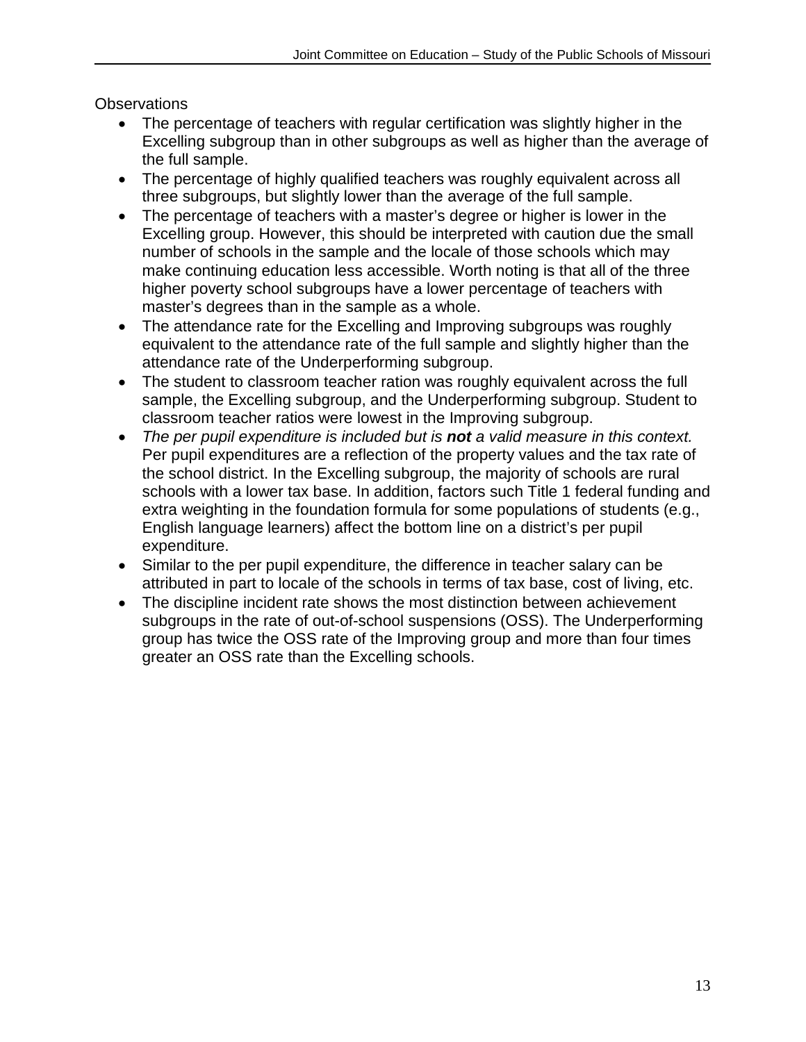Observations

- The percentage of teachers with regular certification was slightly higher in the Excelling subgroup than in other subgroups as well as higher than the average of the full sample.
- The percentage of highly qualified teachers was roughly equivalent across all three subgroups, but slightly lower than the average of the full sample.
- The percentage of teachers with a master's degree or higher is lower in the Excelling group. However, this should be interpreted with caution due the small number of schools in the sample and the locale of those schools which may make continuing education less accessible. Worth noting is that all of the three higher poverty school subgroups have a lower percentage of teachers with master's degrees than in the sample as a whole.
- The attendance rate for the Excelling and Improving subgroups was roughly equivalent to the attendance rate of the full sample and slightly higher than the attendance rate of the Underperforming subgroup.
- The student to classroom teacher ration was roughly equivalent across the full sample, the Excelling subgroup, and the Underperforming subgroup. Student to classroom teacher ratios were lowest in the Improving subgroup.
- *The per pupil expenditure is included but is **not** a valid measure in this context.* Per pupil expenditures are a reflection of the property values and the tax rate of the school district. In the Excelling subgroup, the majority of schools are rural schools with a lower tax base. In addition, factors such Title 1 federal funding and extra weighting in the foundation formula for some populations of students (e.g., English language learners) affect the bottom line on a district's per pupil expenditure.
- Similar to the per pupil expenditure, the difference in teacher salary can be attributed in part to locale of the schools in terms of tax base, cost of living, etc.
- The discipline incident rate shows the most distinction between achievement subgroups in the rate of out-of-school suspensions (OSS). The Underperforming group has twice the OSS rate of the Improving group and more than four times greater an OSS rate than the Excelling schools.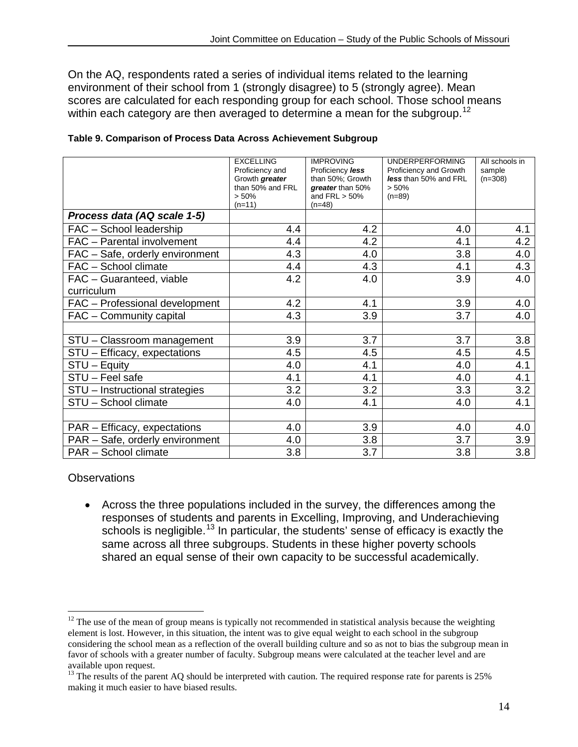On the AQ, respondents rated a series of individual items related to the learning environment of their school from 1 (strongly disagree) to 5 (strongly agree). Mean scores are calculated for each responding group for each school. Those school means within each category are then averaged to determine a mean for the subgroup.[12]

**Table 9. Comparison of Process Data Across Achievement Subgroup**

| | EXCELLING Proficiency and Growth ***greater*** than 50% and FRL > 50% (n=11) | IMPROVING Proficiency ***less*** than 50%; Growth ***greater*** than 50% and FRL > 50% (n=48) | UNDERPERFORMING Proficiency and Growth ***less*** than 50% and FRL > 50% (n=89) | All schools in sample (n=308) |
|---|---|---|---|---|
| ***Process data (AQ scale 1-5)*** | | | | |
| FAC – School leadership | 4.4 | 4.2 | 4.0 | 4.1 |
| FAC – Parental involvement | 4.4 | 4.2 | 4.1 | 4.2 |
| FAC – Safe, orderly environment | 4.3 | 4.0 | 3.8 | 4.0 |
| FAC – School climate | 4.4 | 4.3 | 4.1 | 4.3 |
| FAC – Guaranteed, viable curriculum | 4.2 | 4.0 | 3.9 | 4.0 |
| FAC – Professional development | 4.2 | 4.1 | 3.9 | 4.0 |
| FAC – Community capital | 4.3 | 3.9 | 3.7 | 4.0 |
| | | | | |
| STU – Classroom management | 3.9 | 3.7 | 3.7 | 3.8 |
| STU – Efficacy, expectations | 4.5 | 4.5 | 4.5 | 4.5 |
| STU – Equity | 4.0 | 4.1 | 4.0 | 4.1 |
| STU – Feel safe | 4.1 | 4.1 | 4.0 | 4.1 |
| STU – Instructional strategies | 3.2 | 3.2 | 3.3 | 3.2 |
| STU – School climate | 4.0 | 4.1 | 4.0 | 4.1 |
| | | | | |
| PAR – Efficacy, expectations | 4.0 | 3.9 | 4.0 | 4.0 |
| PAR – Safe, orderly environment | 4.0 | 3.8 | 3.7 | 3.9 |
| PAR – School climate | 3.8 | 3.7 | 3.8 | 3.8 |

Observations

- Across the three populations included in the survey, the differences among the responses of students and parents in Excelling, Improving, and Underachieving schools is negligible.[13] In particular, the students' sense of efficacy is exactly the same across all three subgroups. Students in these higher poverty schools shared an equal sense of their own capacity to be successful academically.

---

[12] The use of the mean of group means is typically not recommended in statistical analysis because the weighting element is lost. However, in this situation, the intent was to give equal weight to each school in the subgroup considering the school mean as a reflection of the overall building culture and so as not to bias the subgroup mean in favor of schools with a greater number of faculty. Subgroup means were calculated at the teacher level and are available upon request.

[13] The results of the parent AQ should be interpreted with caution. The required response rate for parents is 25% making it much easier to have biased results.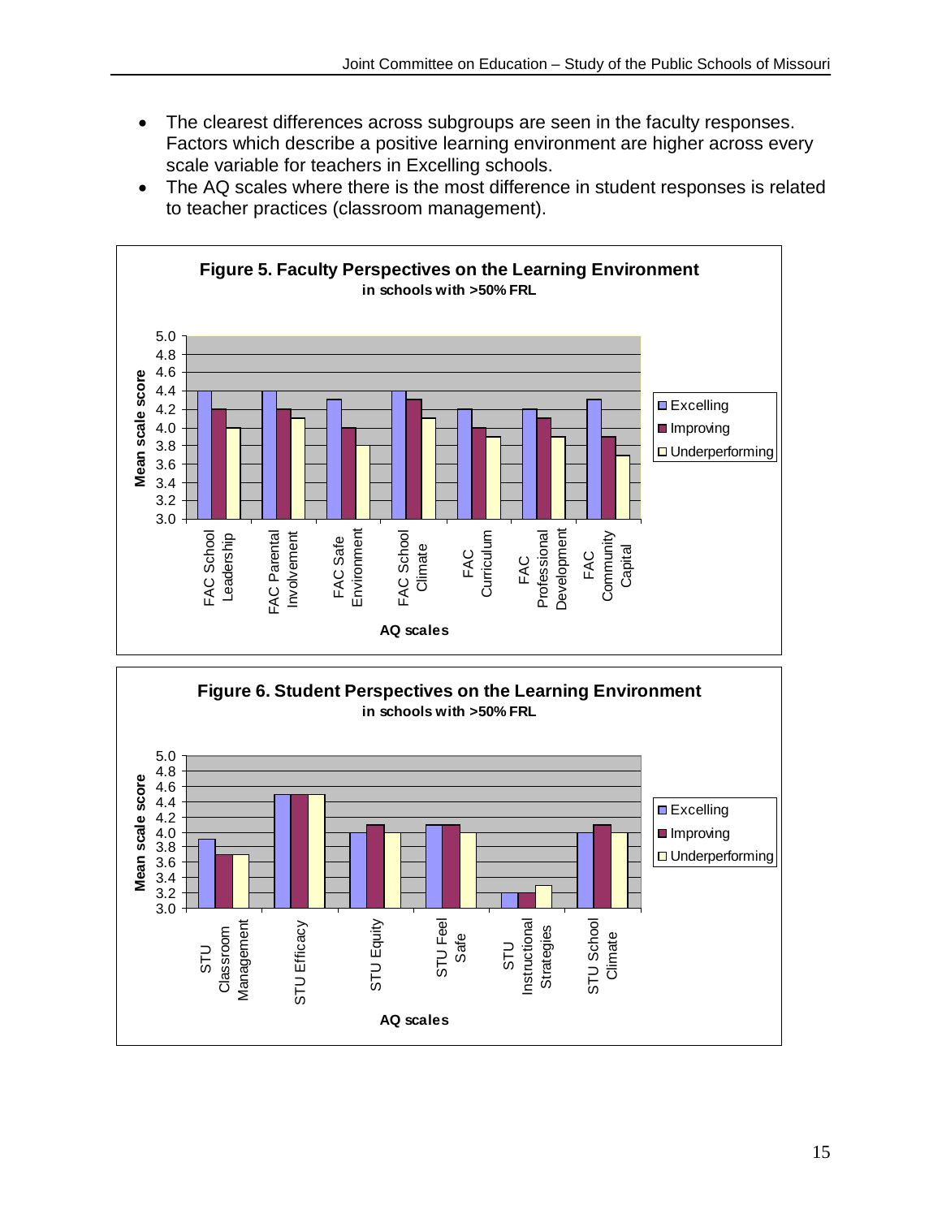- The clearest differences across subgroups are seen in the faculty responses. Factors which describe a positive learning environment are higher across every scale variable for teachers in Excelling schools.
- The AQ scales where there is the most difference in student responses is related to teacher practices (classroom management).

**Figure 5. Faculty Perspectives on the Learning Environment**
**in schools with >50% FRL**

| AQ scales | Excelling | Improving | Underperforming |
|---|---|---|---|
| FAC School Leadership | 4.4 | 4.2 | 4.0 |
| FAC Parental Involvement | 4.4 | 4.2 | 4.1 |
| FAC Safe Environment | 4.3 | 4.0 | 3.8 |
| FAC School Climate | 4.4 | 4.3 | 4.1 |
| FAC Curriculum | 4.2 | 4.0 | 3.9 |
| FAC Professional Development | 4.2 | 4.1 | 3.9 |
| FAC Community Capital | 4.3 | 3.9 | 3.7 |

Mean scale score (y-axis, 3.0–5.0); AQ scales (x-axis)

**Figure 6. Student Perspectives on the Learning Environment**
**in schools with >50% FRL**

| AQ scales | Excelling | Improving | Underperforming |
|---|---|---|---|
| STU Classroom Management | 3.9 | 3.7 | 3.7 |
| STU Efficacy | 4.5 | 4.5 | 4.5 |
| STU Equity | 4.0 | 4.1 | 4.0 |
| STU Feel Safe | 4.1 | 4.1 | 4.0 |
| STU Instructional Strategies | 3.2 | 3.2 | 3.3 |
| STU School Climate | 4.0 | 4.1 | 4.0 |

Mean scale score (y-axis, 3.0–5.0); AQ scales (x-axis)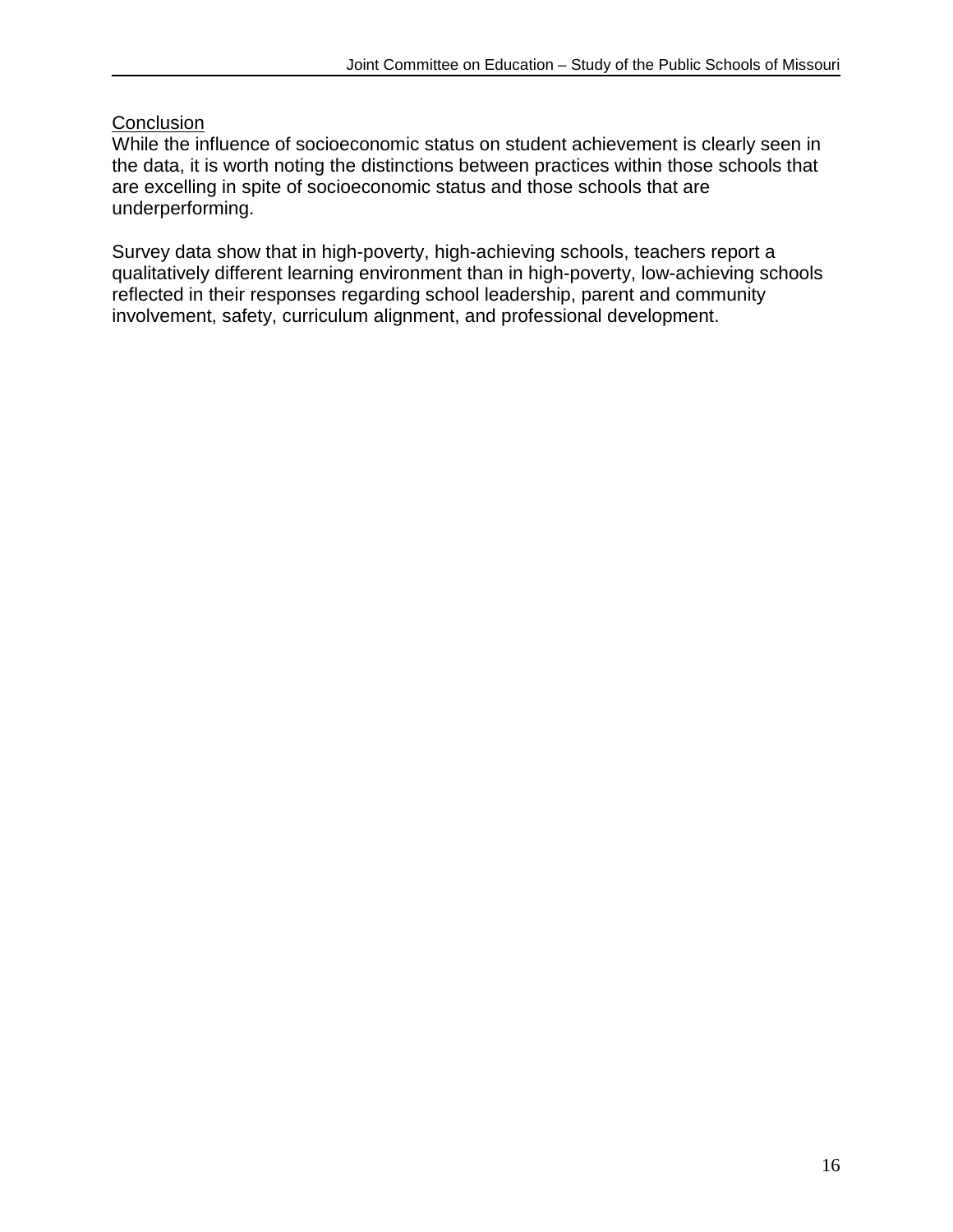## Conclusion

While the influence of socioeconomic status on student achievement is clearly seen in the data, it is worth noting the distinctions between practices within those schools that are excelling in spite of socioeconomic status and those schools that are underperforming.

Survey data show that in high-poverty, high-achieving schools, teachers report a qualitatively different learning environment than in high-poverty, low-achieving schools reflected in their responses regarding school leadership, parent and community involvement, safety, curriculum alignment, and professional development.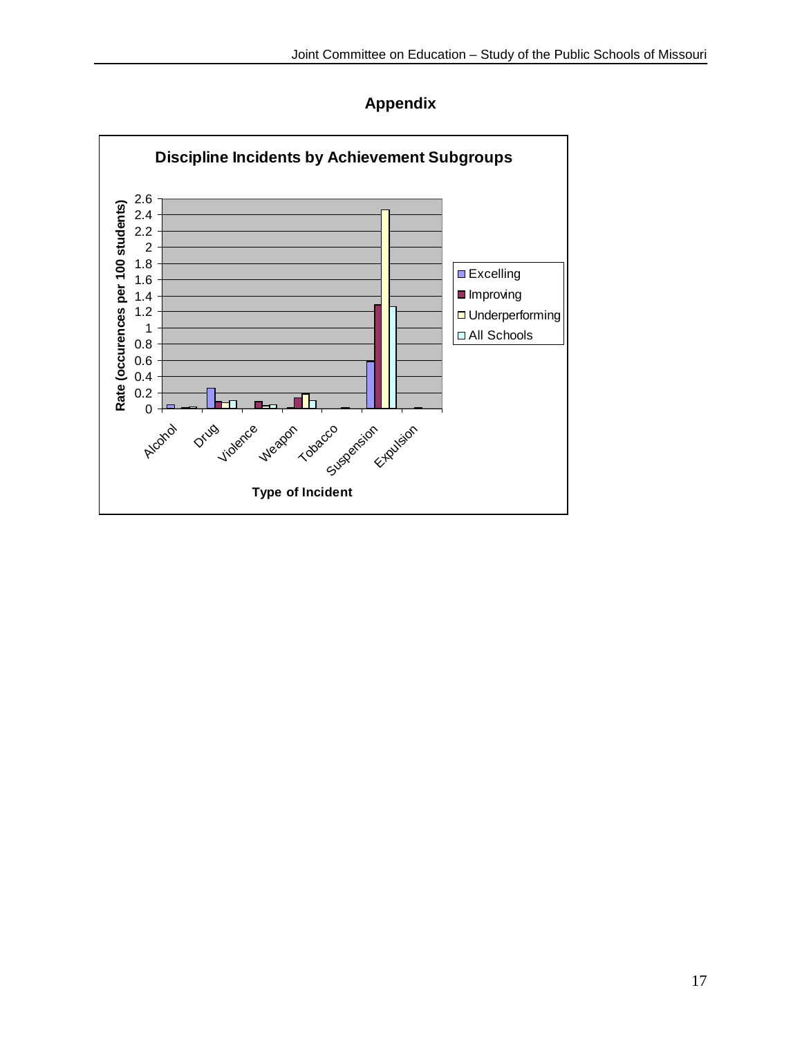## Appendix

Discipline Incidents by Achievement Subgroups

Rate (occurences per 100 students)

2.6
2.4
2.2
2
1.8
1.6
1.4
1.2
1
0.8
0.6
0.4
0.2
0

Alcohol
Drug
Violence
Weapon
Tobacco
Suspension
Expulsion

Type of Incident

Excelling
Improving
Underperforming
All Schools